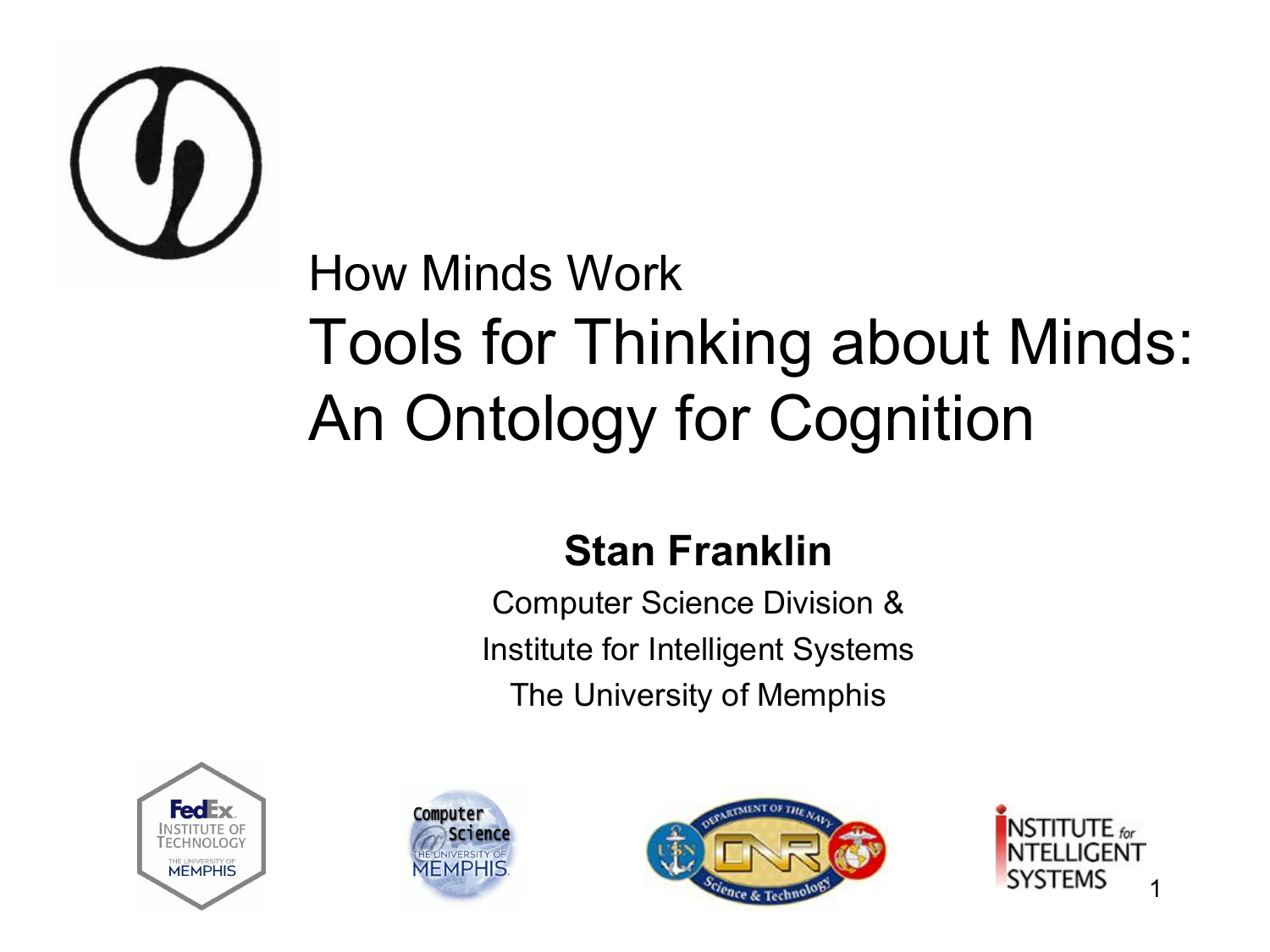How Minds Work

# Tools for Thinking about Minds: An Ontology for Cognition

**Stan Franklin**

Computer Science Division &

Institute for Intelligent Systems

The University of Memphis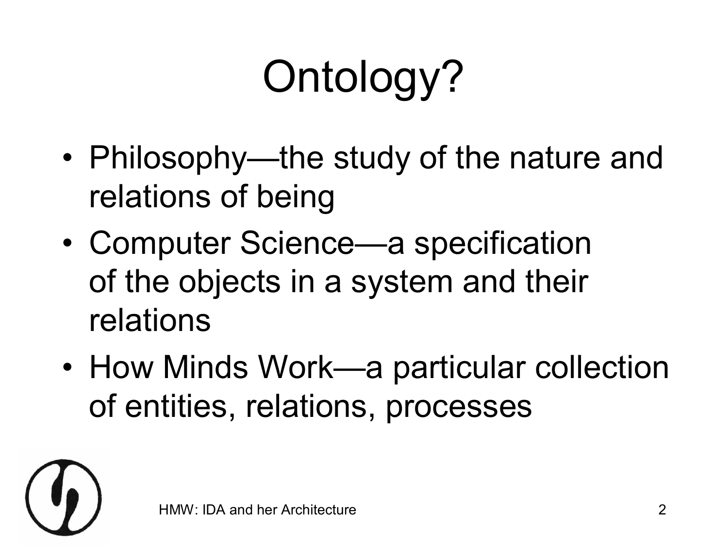# Ontology?

- Philosophy—the study of the nature and relations of being
- Computer Science—a specification of the objects in a system and their relations
- How Minds Work—a particular collection of entities, relations, processes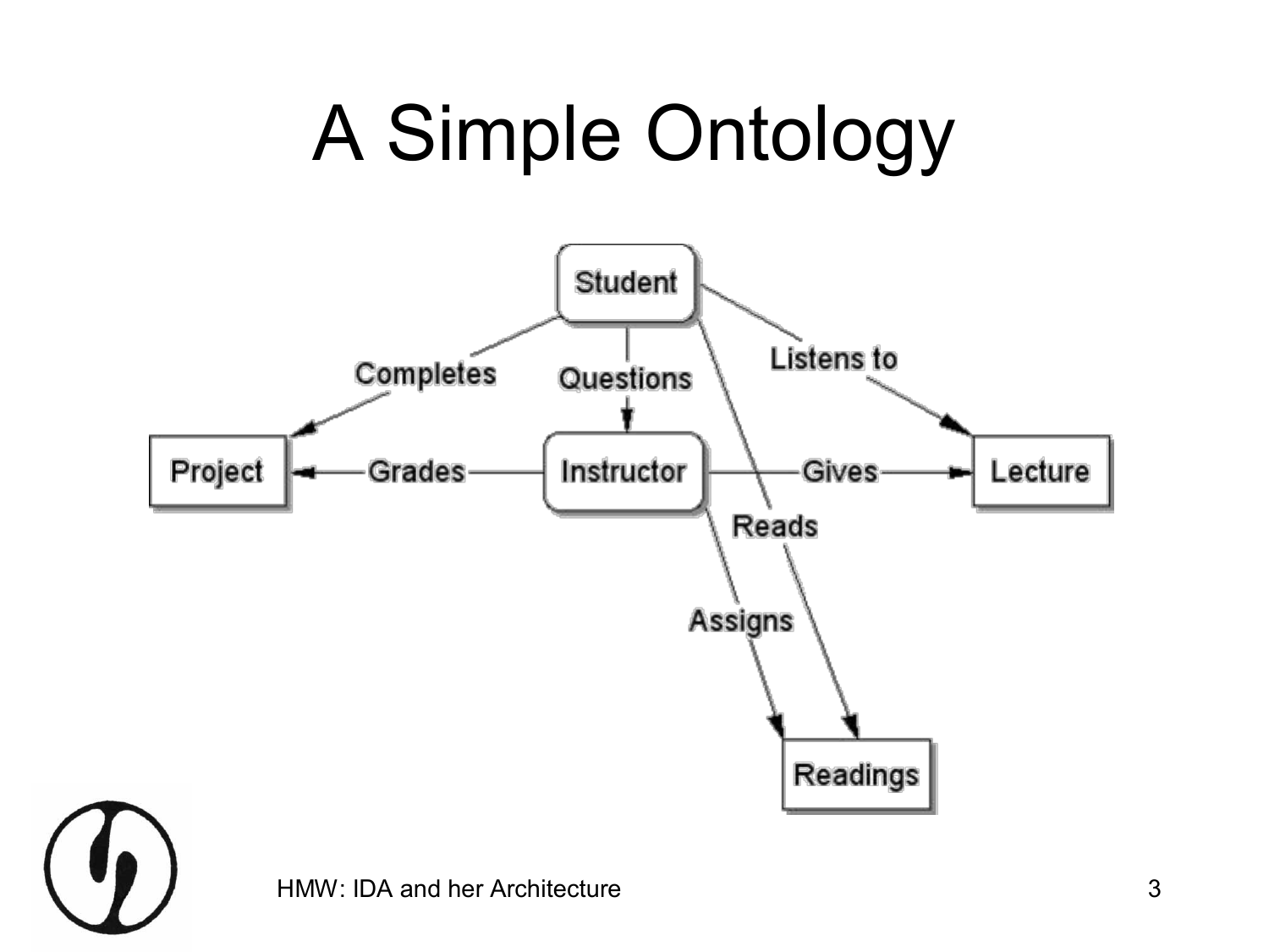# A Simple Ontology

Student

Completes

Questions

Listens to

Project

Grades

Instructor

Gives

Lecture

Reads

Assigns

Readings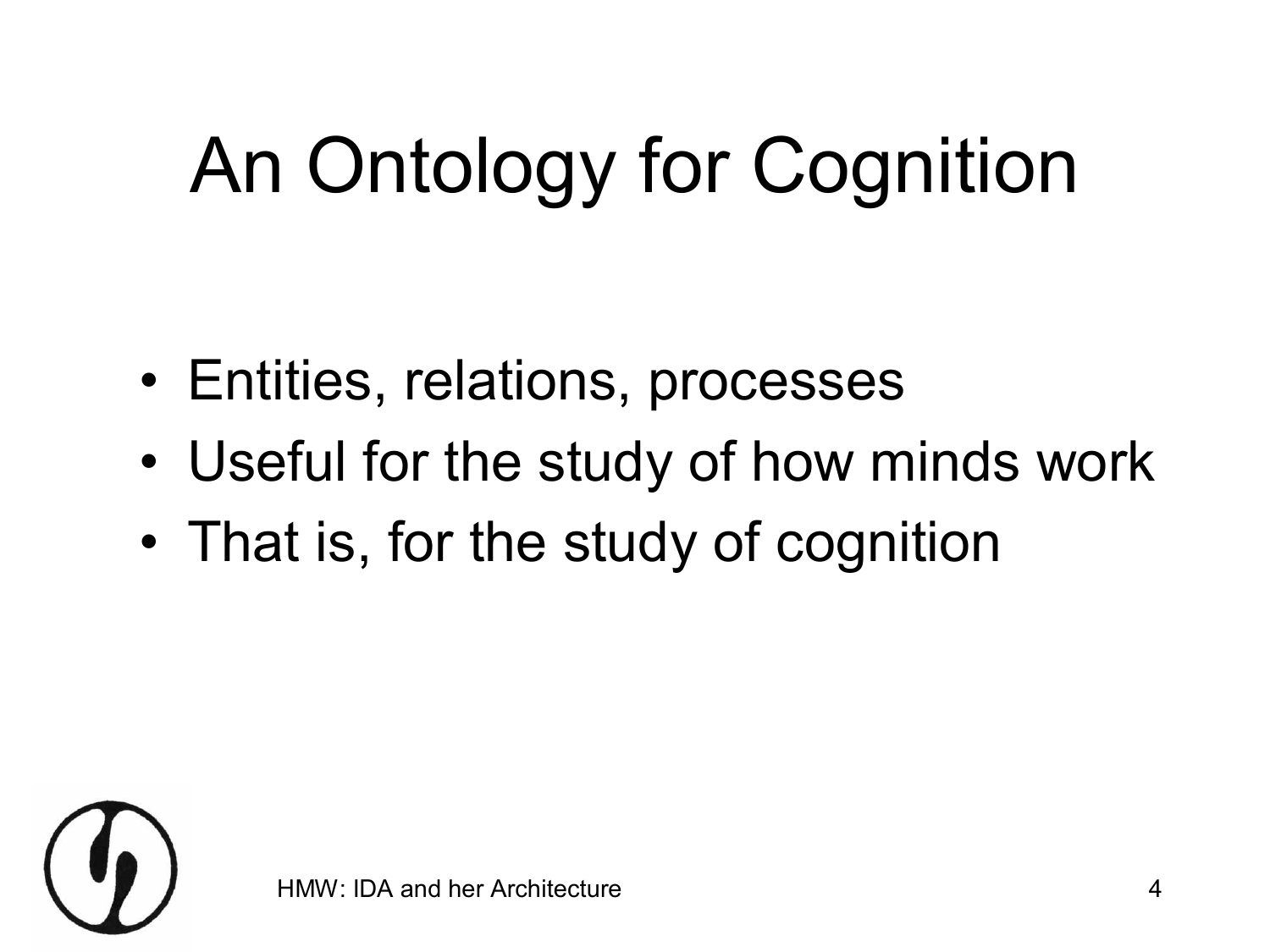# An Ontology for Cognition

- Entities, relations, processes
- Useful for the study of how minds work
- That is, for the study of cognition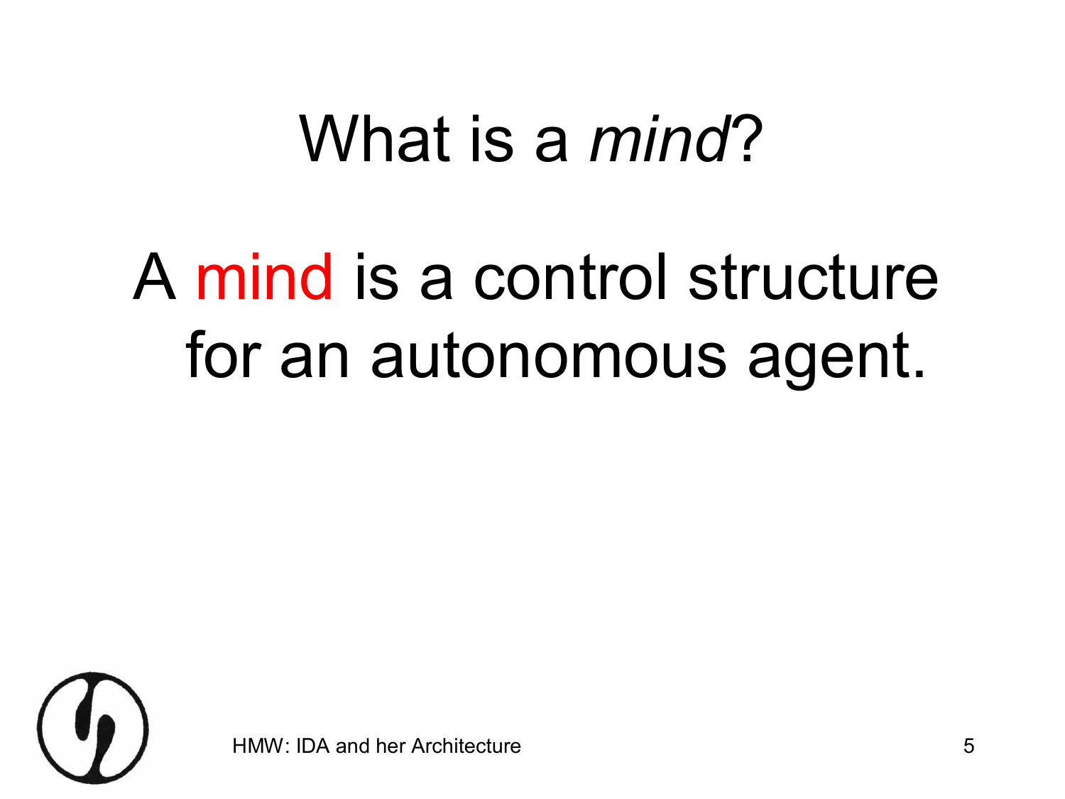# What is a *mind*?

A mind is a control structure for an autonomous agent.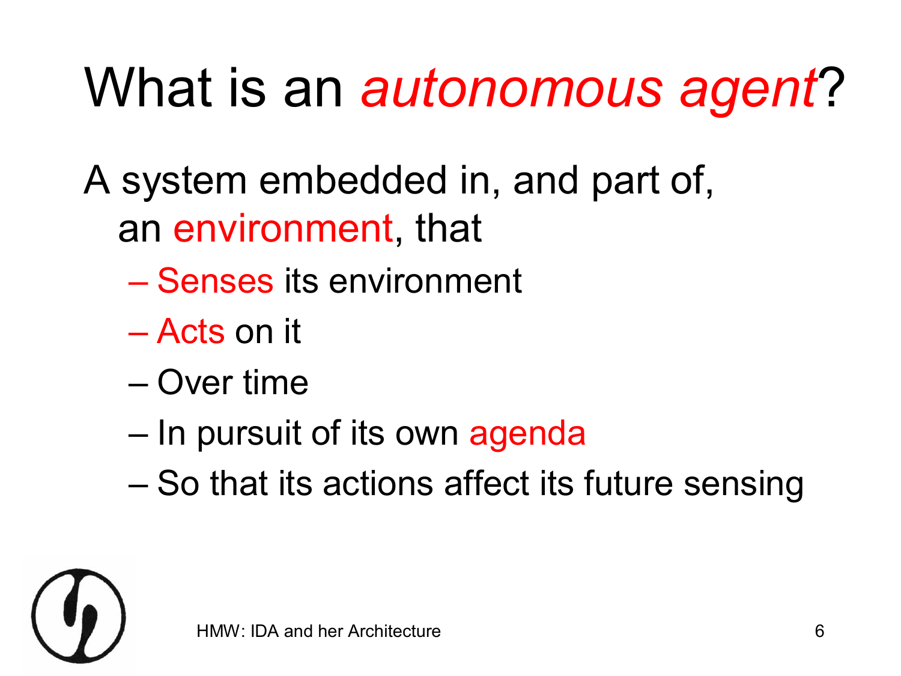# What is an *autonomous agent*?

A system embedded in, and part of, an environment, that

- Senses its environment
- Acts on it
- Over time
- In pursuit of its own agenda
- So that its actions affect its future sensing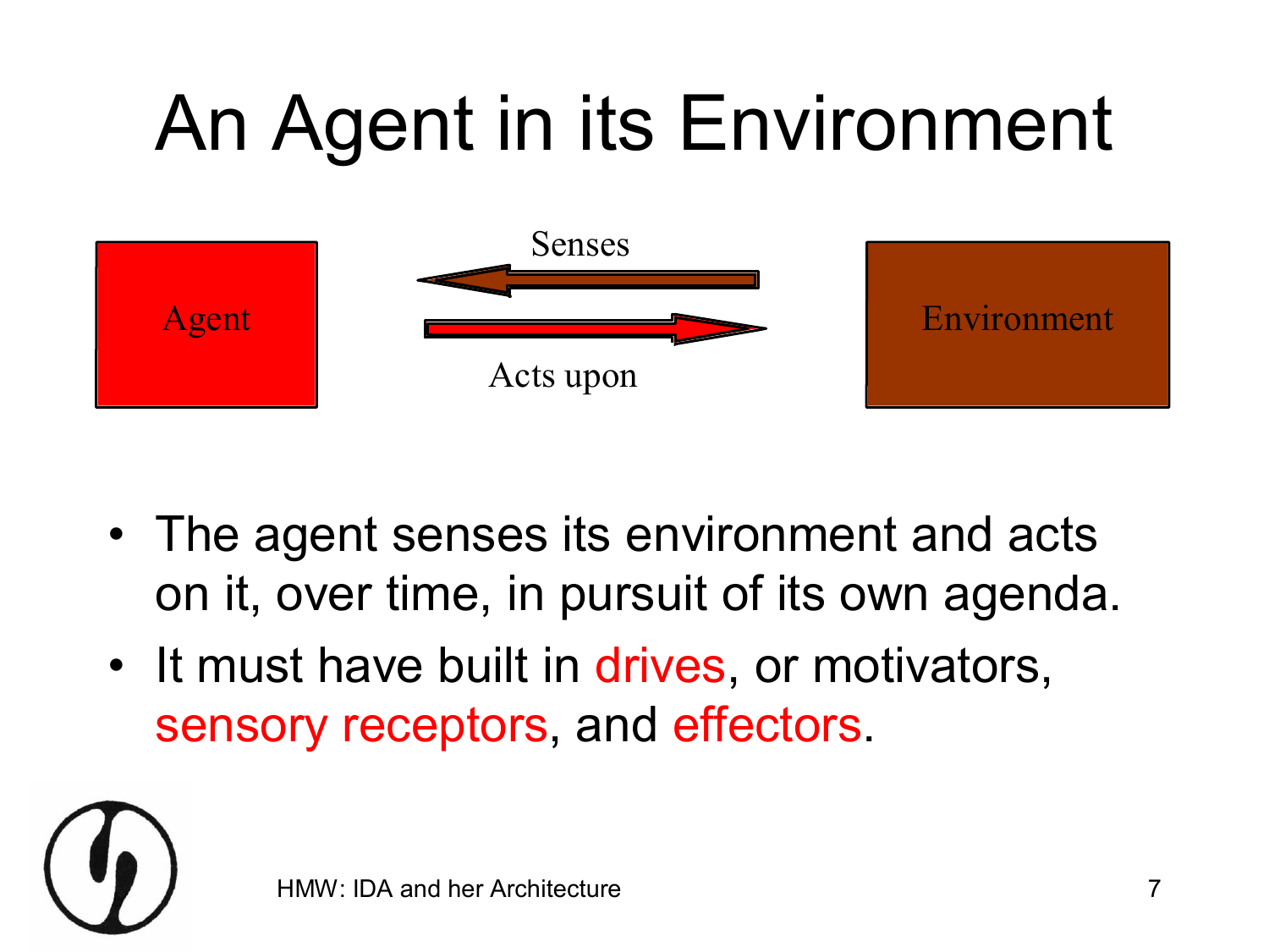# An Agent in its Environment

Agent — Senses ← / Acts upon → — Environment

- The agent senses its environment and acts on it, over time, in pursuit of its own agenda.
- It must have built in drives, or motivators, sensory receptors, and effectors.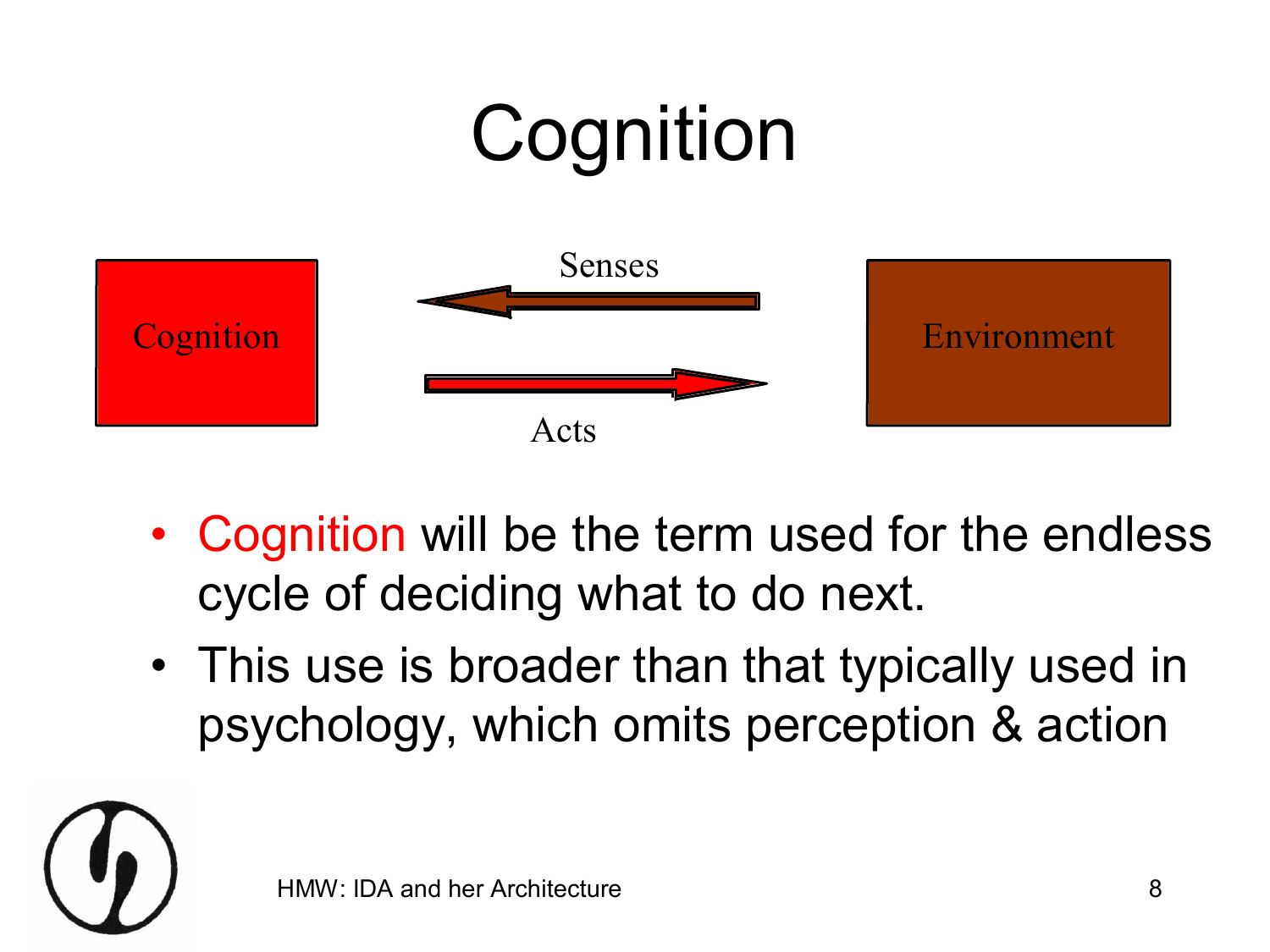# Cognition

Cognition | Senses ← | Acts → | Environment

- Cognition will be the term used for the endless cycle of deciding what to do next.
- This use is broader than that typically used in psychology, which omits perception & action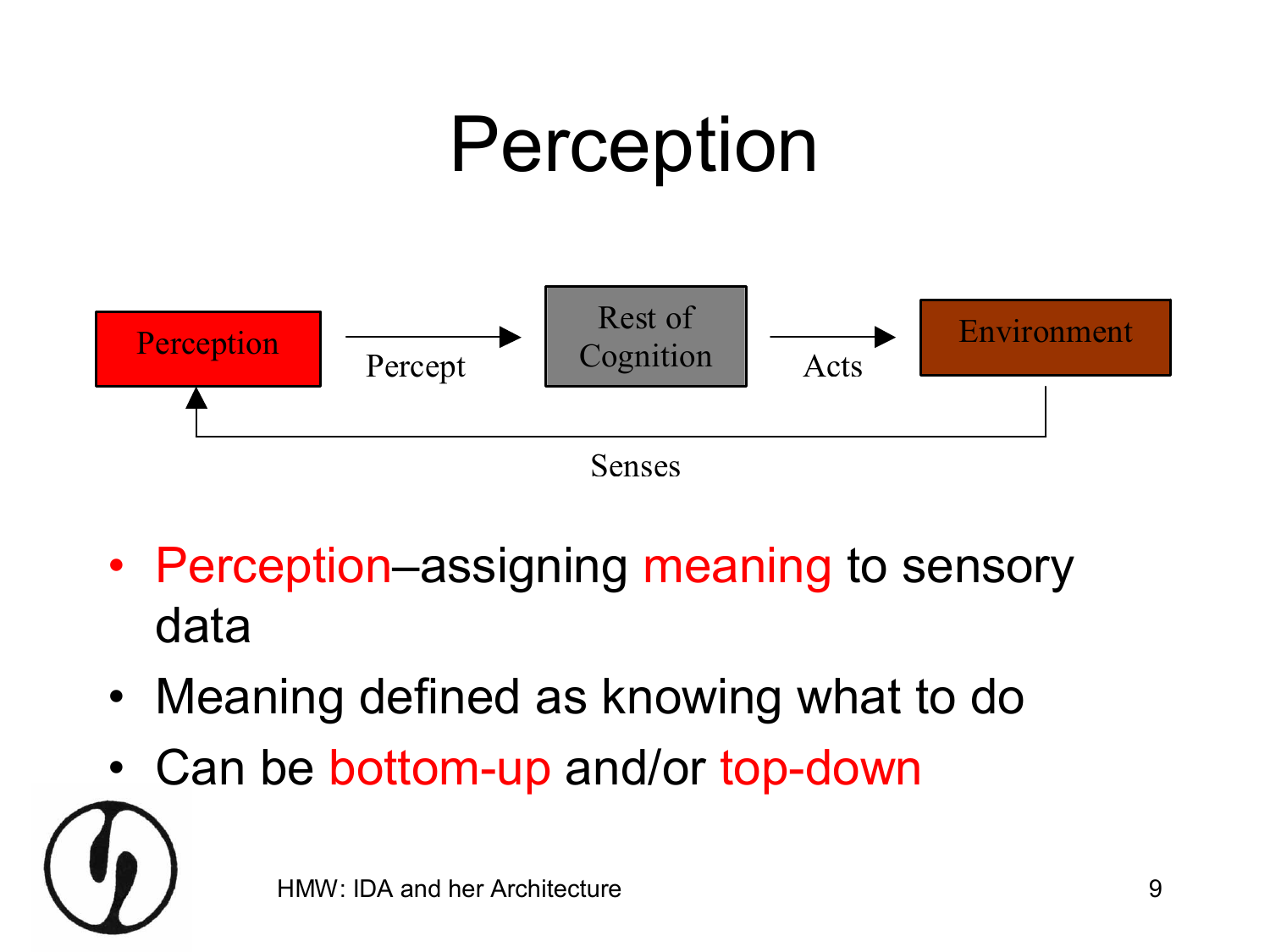# Perception

Perception → Percept → Rest of Cognition → Acts → Environment → Senses → Perception

- Perception–assigning meaning to sensory data
- Meaning defined as knowing what to do
- Can be bottom-up and/or top-down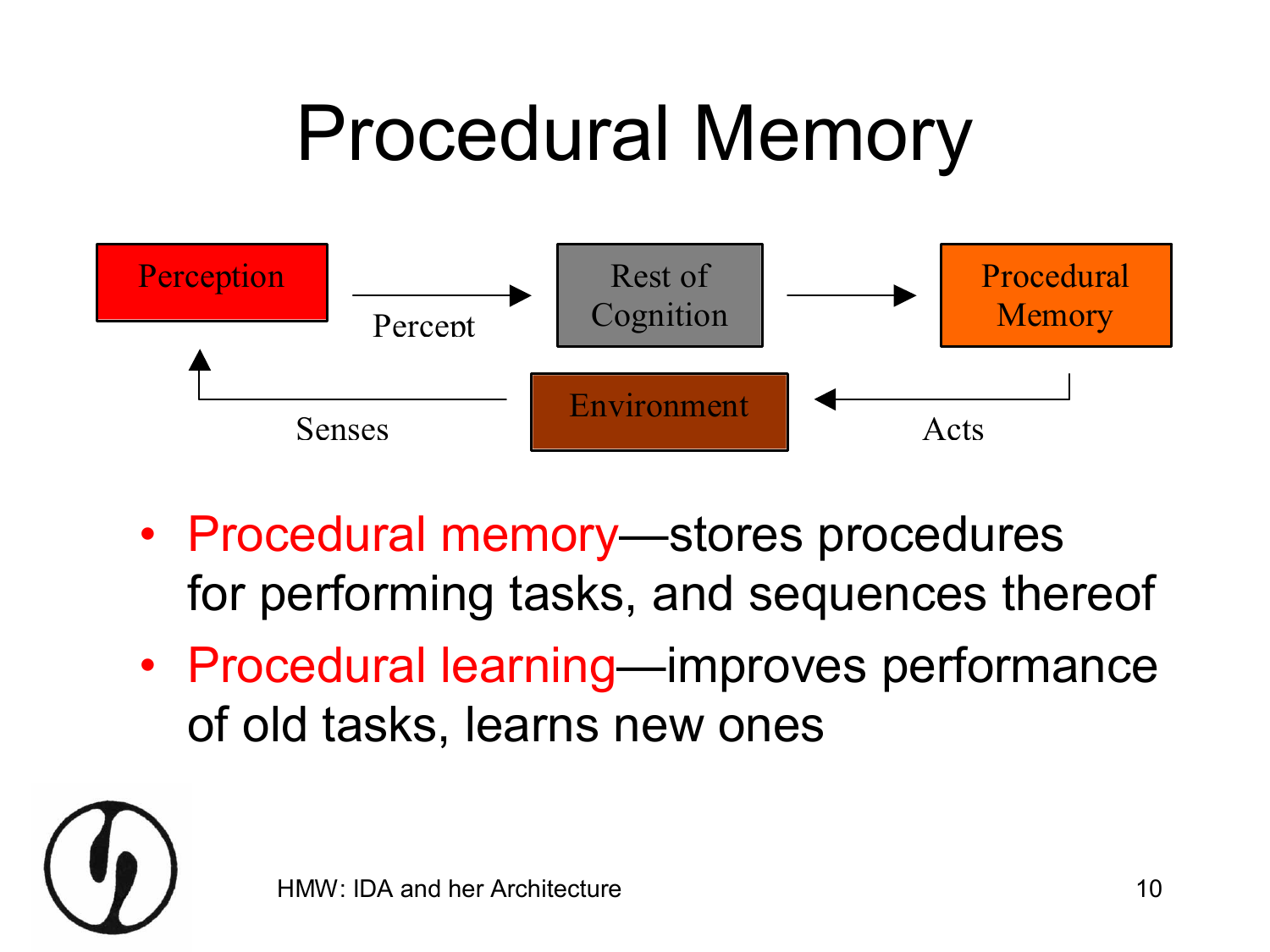# Procedural Memory

Perception → Percept → Rest of Cognition → Procedural Memory → Acts → Environment → Senses → Perception

- Procedural memory—stores procedures for performing tasks, and sequences thereof
- Procedural learning—improves performance of old tasks, learns new ones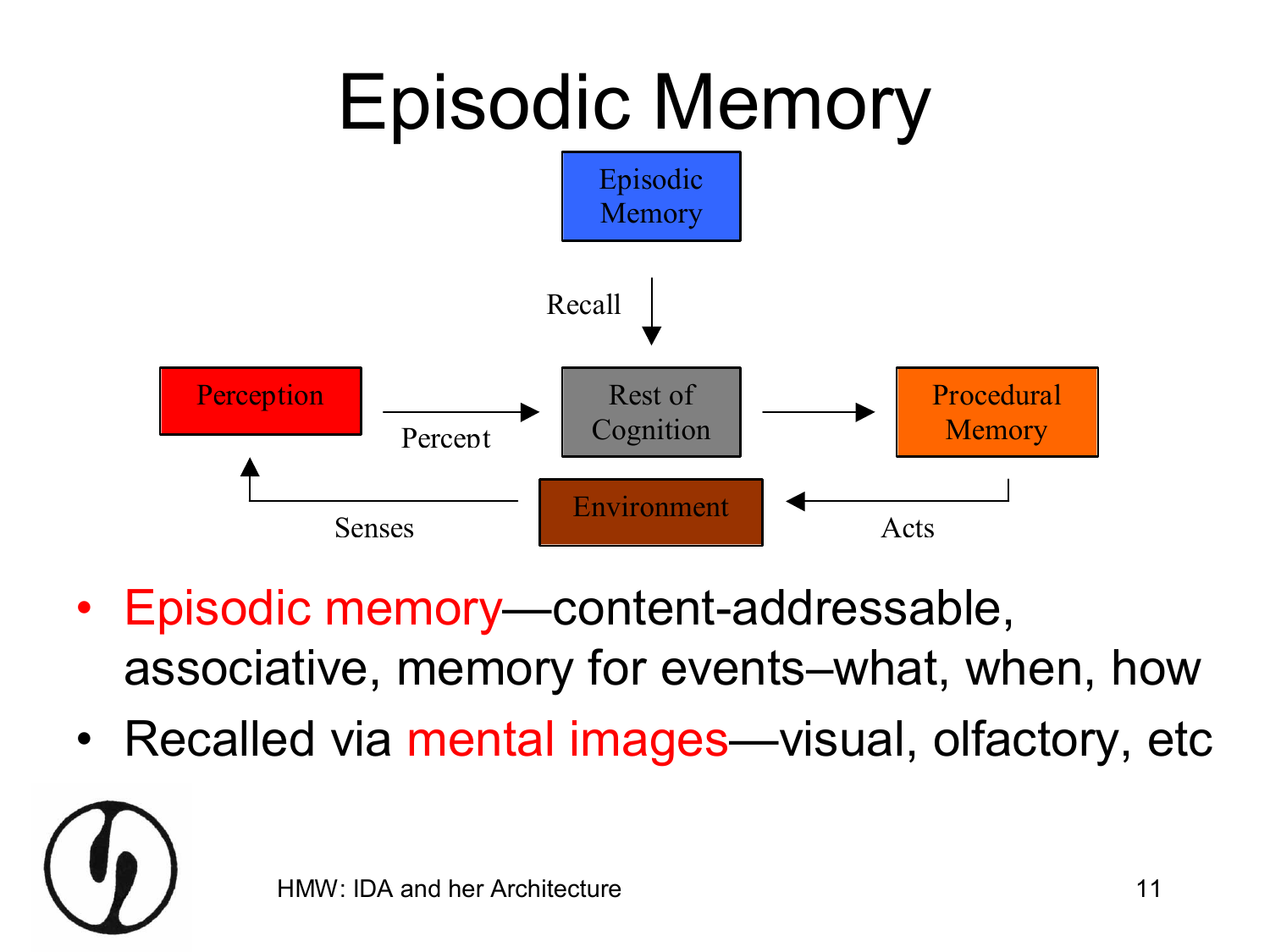# Episodic Memory

Episodic Memory

Recall

Perception → Percept → Rest of Cognition → Procedural Memory

Environment ← Acts

Senses

- Episodic memory—content-addressable, associative, memory for events–what, when, how
- Recalled via mental images—visual, olfactory, etc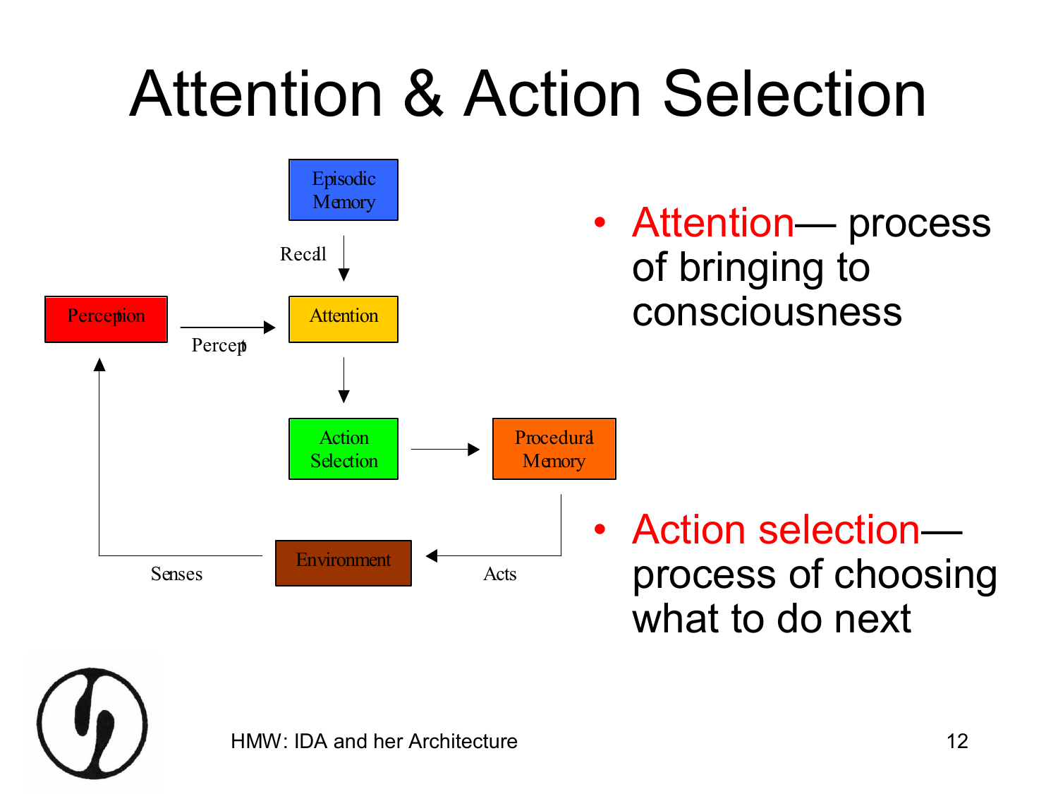# Attention & Action Selection

Episodic Memory

Recall

Perception → Percept → Attention

Action Selection → Procedural Memory

Environment

Senses

Acts

- Attention— process of bringing to consciousness
- Action selection— process of choosing what to do next

HMW: IDA and her Architecture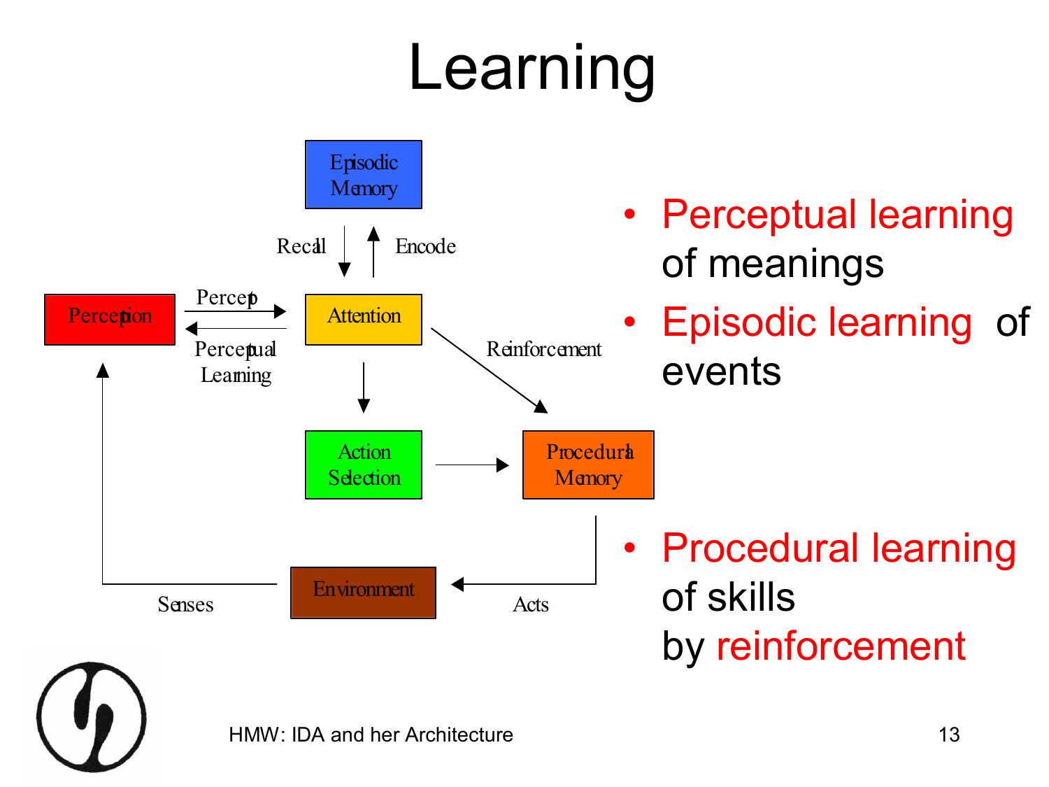# Learning

- Perceptual learning of meanings
- Episodic learning of events
- Procedural learning of skills by reinforcement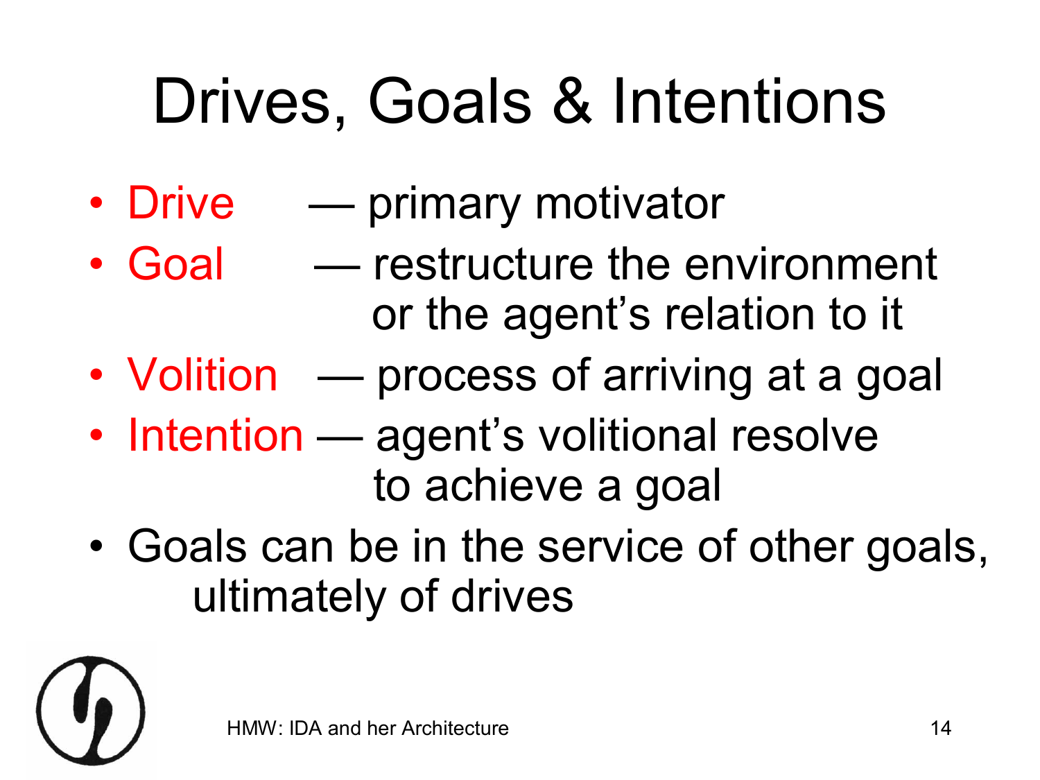# Drives, Goals & Intentions

- Drive — primary motivator
- Goal — restructure the environment or the agent's relation to it
- Volition — process of arriving at a goal
- Intention — agent's volitional resolve to achieve a goal
- Goals can be in the service of other goals, ultimately of drives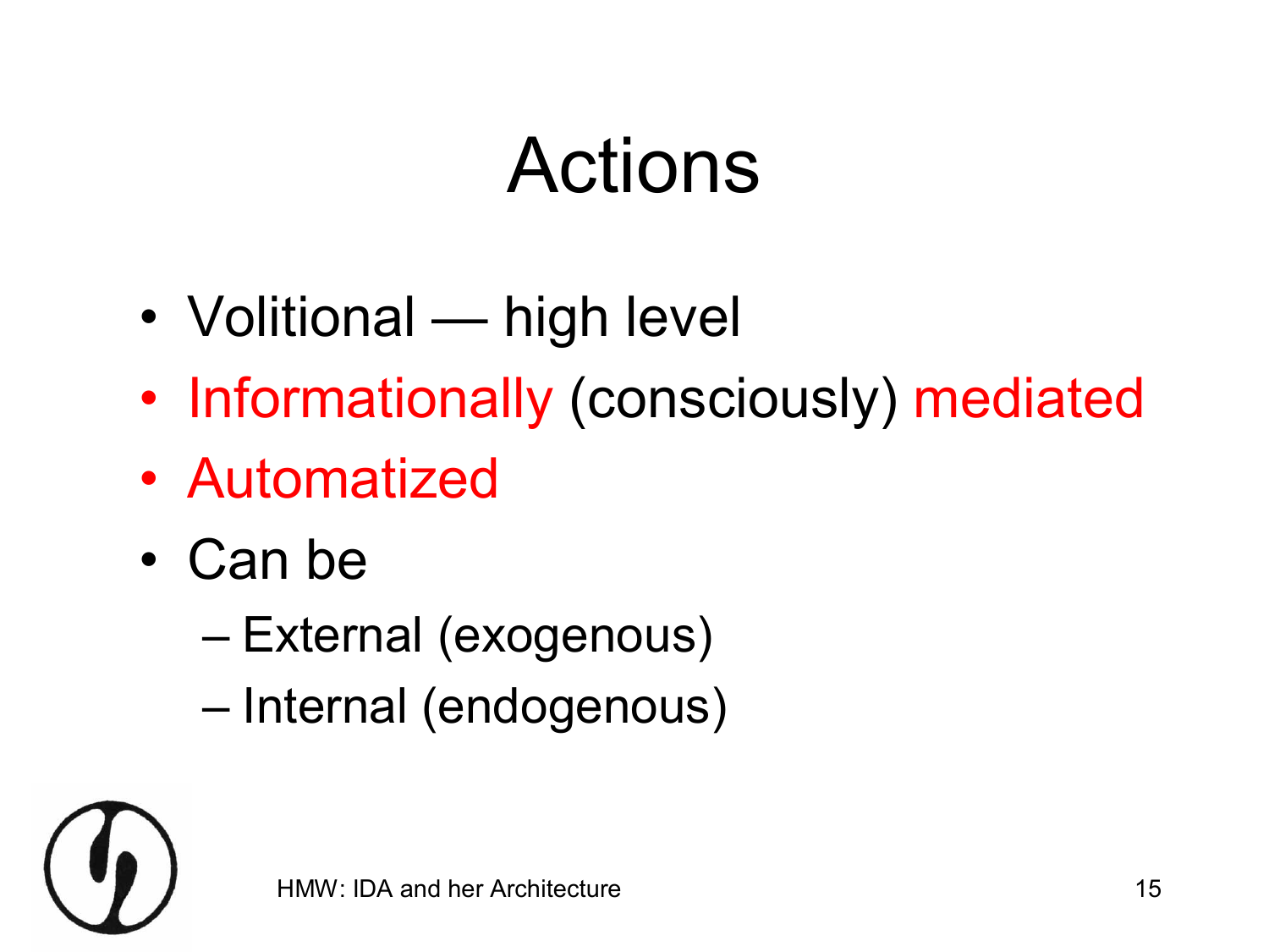# Actions

- Volitional — high level
- Informationally (consciously) mediated
- Automatized
- Can be
  - External (exogenous)
  - Internal (endogenous)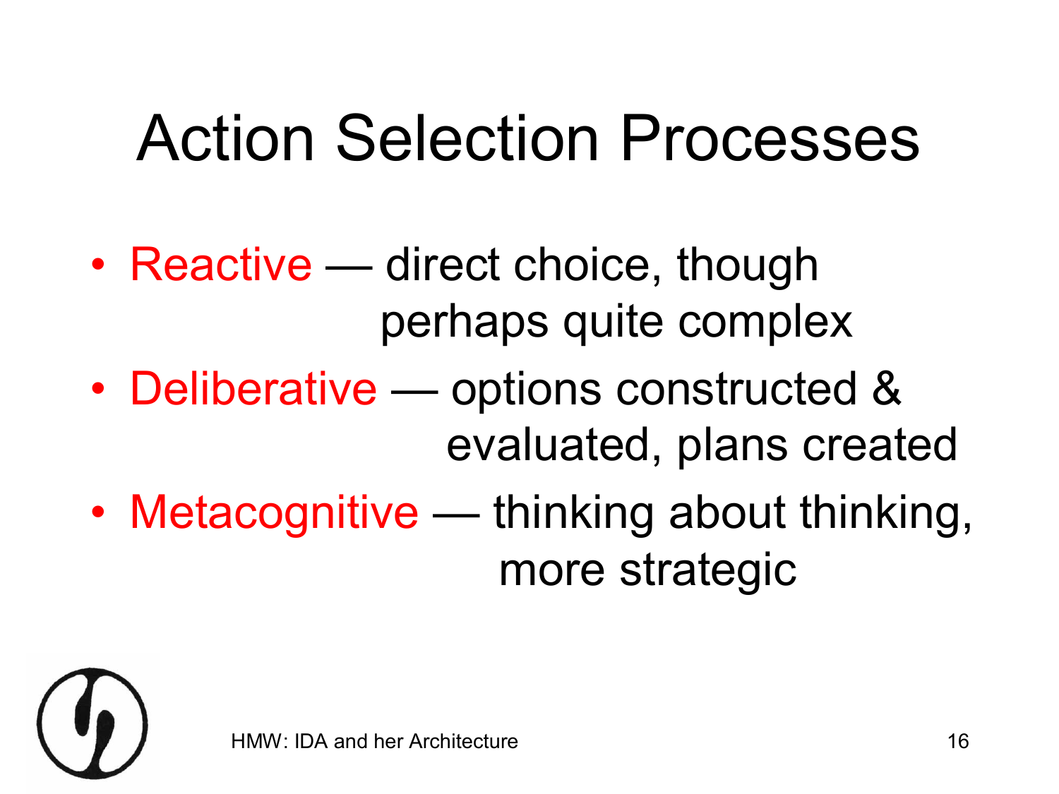# Action Selection Processes

- Reactive — direct choice, though perhaps quite complex
- Deliberative — options constructed & evaluated, plans created
- Metacognitive — thinking about thinking, more strategic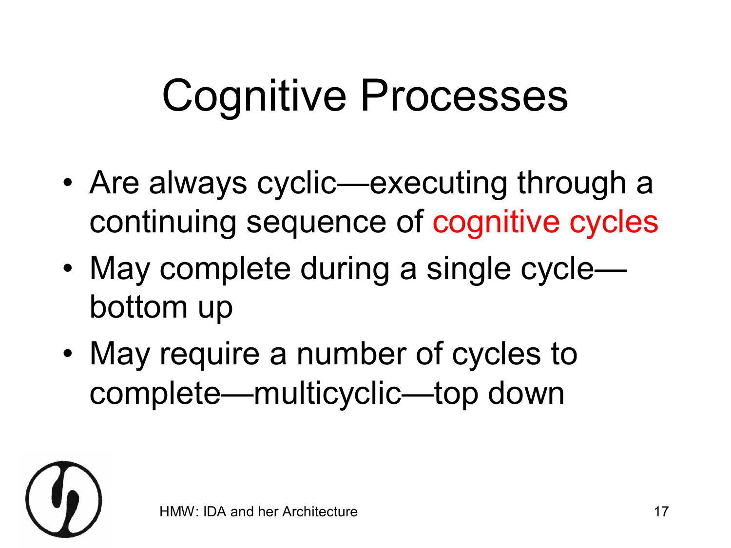# Cognitive Processes

- Are always cyclic—executing through a continuing sequence of cognitive cycles
- May complete during a single cycle—bottom up
- May require a number of cycles to complete—multicyclic—top down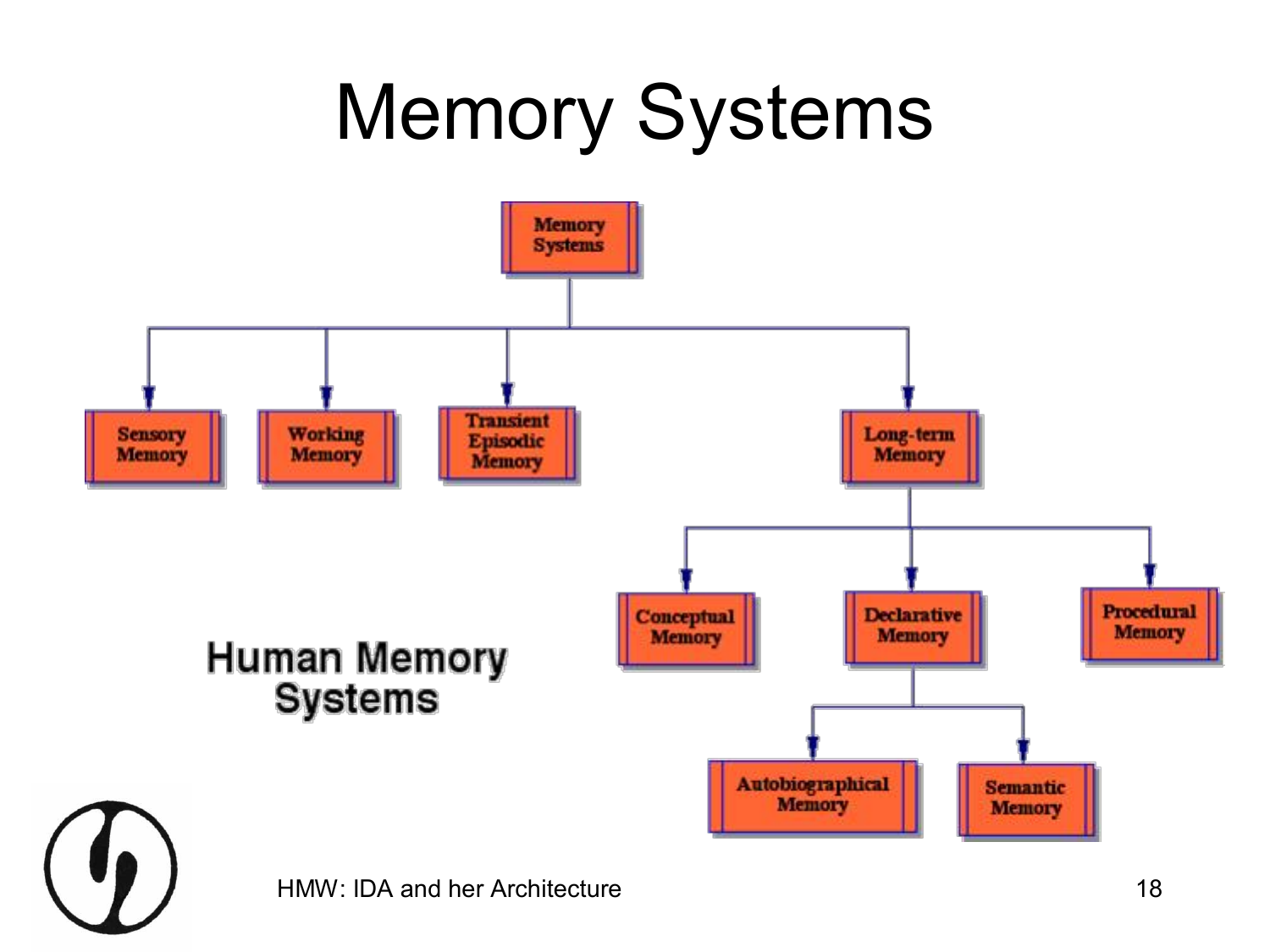# Memory Systems

- Memory Systems
  - Sensory Memory
  - Working Memory
  - Transient Episodic Memory
  - Long-term Memory
    - Conceptual Memory
    - Declarative Memory
      - Autobiographical Memory
      - Semantic Memory
    - Procedural Memory

Human Memory Systems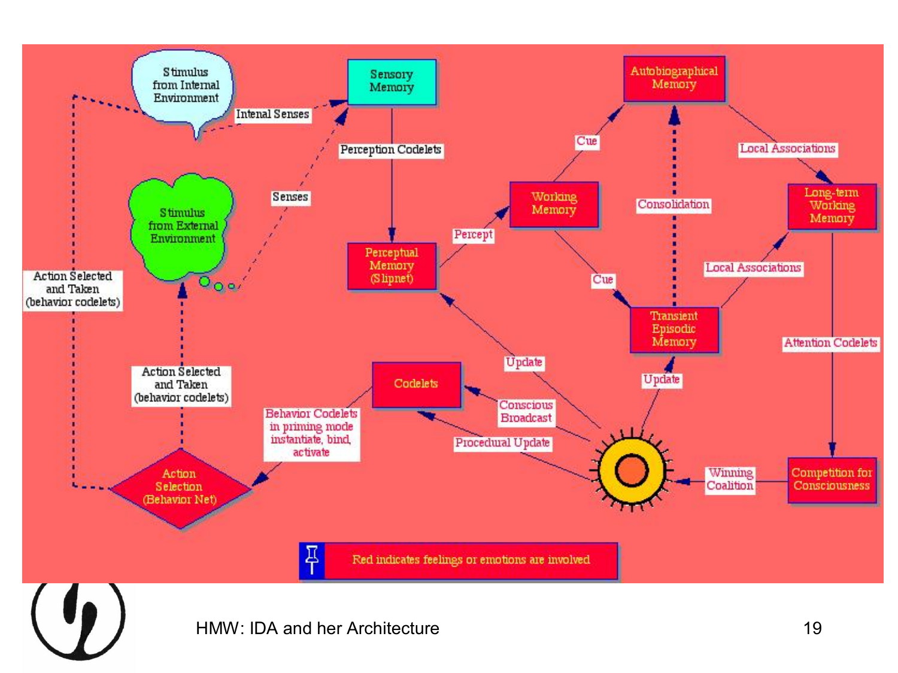Stimulus from Internal Environment

Intenal Senses

Sensory Memory

Perception Codelets

Stimulus from External Environment

Senses

Perceptual Memory (Slipnet)

Percept

Working Memory

Cue

Autobiographical Memory

Local Associations

Long-term Working Memory

Consolidation

Cue

Transient Episodic Memory

Local Associations

Attention Codelets

Action Selected and Taken (behavior codelets)

Action Selected and Taken (behavior codelets)

Codelets

Update

Update

Behavior Codelets in priming mode instantiate, bind, activate

Conscious Broadcast

Procedural Update

Action Selection (Behavior Net)

Winning Coalition

Competition for Consciousness

Red indicates feelings or emotions are involved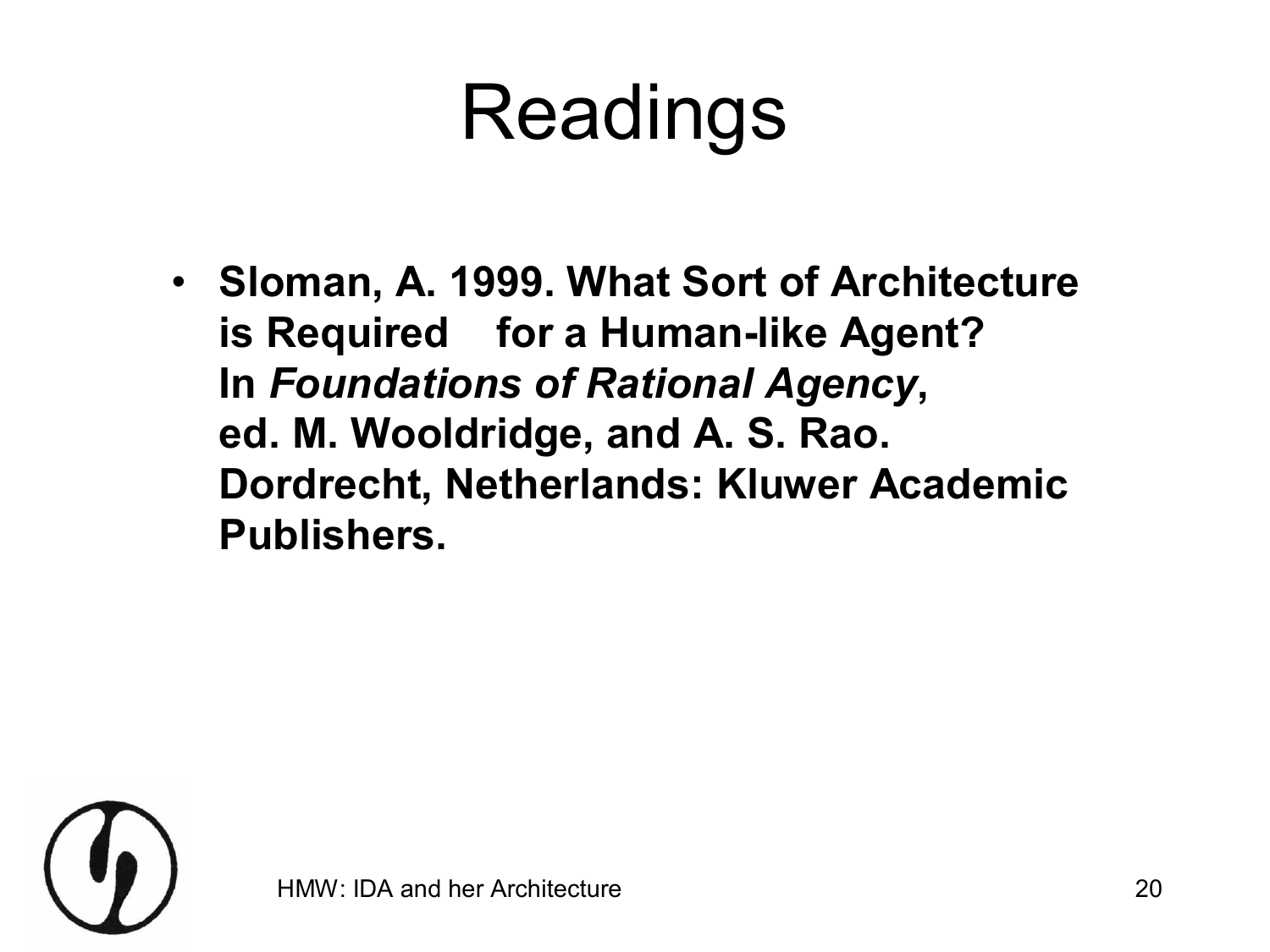# Readings

- **Sloman, A. 1999. What Sort of Architecture is Required for a Human-like Agent? In *Foundations of Rational Agency*, ed. M. Wooldridge, and A. S. Rao. Dordrecht, Netherlands: Kluwer Academic Publishers.**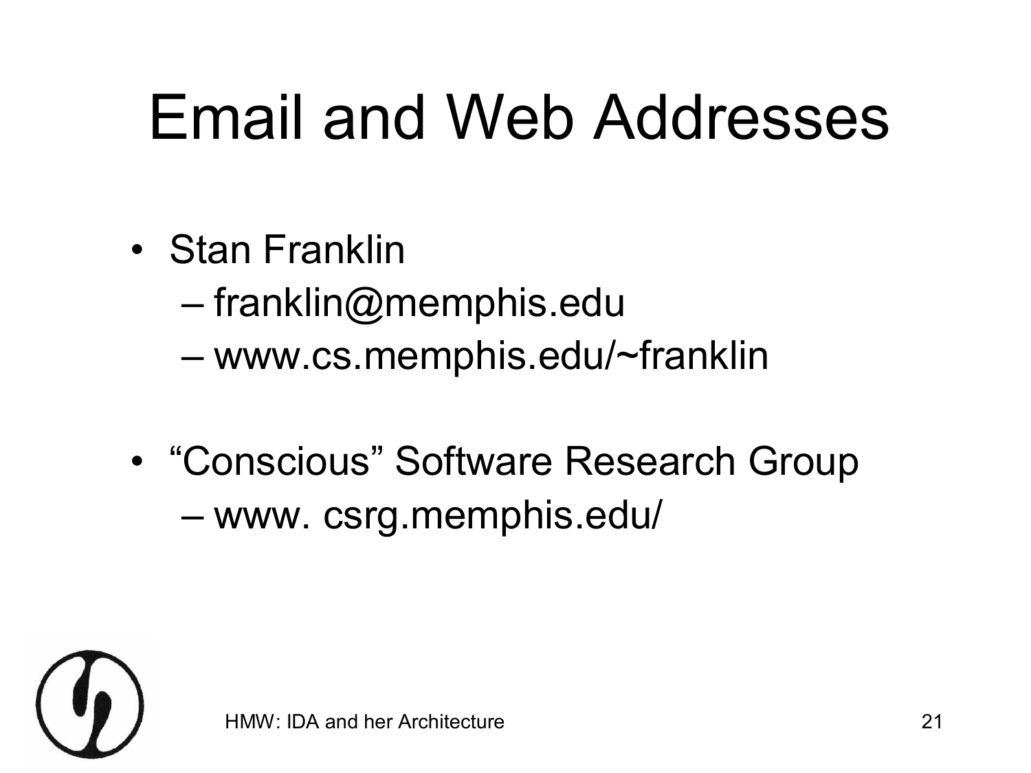# Email and Web Addresses

- Stan Franklin
  - franklin@memphis.edu
  - www.cs.memphis.edu/~franklin
- "Conscious" Software Research Group
  - www. csrg.memphis.edu/